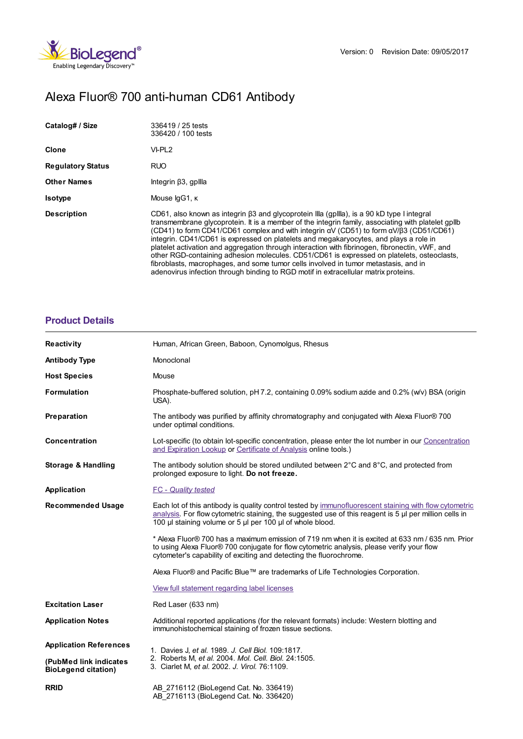Version: 0 Revision Date: 09/05/2017

# Alexa Fluor® 700 anti-human CD61 Antibody

| | |
|---|---|
| **Catalog# / Size** | 336419 / 25 tests<br>336420 / 100 tests |
| **Clone** | VI-PL2 |
| **Regulatory Status** | RUO |
| **Other Names** | Integrin β3, gpIIIa |
| **Isotype** | Mouse IgG1, κ |
| **Description** | CD61, also known as integrin β3 and glycoprotein IIIa (gpIIIa), is a 90 kD type I integral transmembrane glycoprotein. It is a member of the integrin family, associating with platelet gpIIb (CD41) to form CD41/CD61 complex and with integrin αV (CD51) to form αV/β3 (CD51/CD61) integrin. CD41/CD61 is expressed on platelets and megakaryocytes, and plays a role in platelet activation and aggregation through interaction with fibrinogen, fibronectin, vWF, and other RGD-containing adhesion molecules. CD51/CD61 is expressed on platelets, osteoclasts, fibroblasts, macrophages, and some tumor cells involved in tumor metastasis, and in adenovirus infection through binding to RGD motif in extracellular matrix proteins. |

## Product Details

| | |
|---|---|
| **Reactivity** | Human, African Green, Baboon, Cynomolgus, Rhesus |
| **Antibody Type** | Monoclonal |
| **Host Species** | Mouse |
| **Formulation** | Phosphate-buffered solution, pH 7.2, containing 0.09% sodium azide and 0.2% (w/v) BSA (origin USA). |
| **Preparation** | The antibody was purified by affinity chromatography and conjugated with Alexa Fluor® 700 under optimal conditions. |
| **Concentration** | Lot-specific (to obtain lot-specific concentration, please enter the lot number in our Concentration and Expiration Lookup or Certificate of Analysis online tools.) |
| **Storage & Handling** | The antibody solution should be stored undiluted between 2°C and 8°C, and protected from prolonged exposure to light. **Do not freeze.** |
| **Application** | *FC - Quality tested* |
| **Recommended Usage** | Each lot of this antibody is quality control tested by immunofluorescent staining with flow cytometric analysis. For flow cytometric staining, the suggested use of this reagent is 5 µl per million cells in 100 µl staining volume or 5 µl per 100 µl of whole blood.<br><br>* Alexa Fluor® 700 has a maximum emission of 719 nm when it is excited at 633 nm / 635 nm. Prior to using Alexa Fluor® 700 conjugate for flow cytometric analysis, please verify your flow cytometer's capability of exciting and detecting the fluorochrome.<br><br>Alexa Fluor® and Pacific Blue™ are trademarks of Life Technologies Corporation.<br><br>View full statement regarding label licenses |
| **Excitation Laser** | Red Laser (633 nm) |
| **Application Notes** | Additional reported applications (for the relevant formats) include: Western blotting and immunohistochemical staining of frozen tissue sections. |
| **Application References**<br><br>**(PubMed link indicates BioLegend citation)** | 1. Davies J, *et al.* 1989. *J. Cell Biol.* 109:1817.<br>2. Roberts M, *et al.* 2004. *Mol. Cell. Biol.* 24:1505.<br>3. Ciarlet M, *et al.* 2002. *J. Virol.* 76:1109. |
| **RRID** | AB_2716112 (BioLegend Cat. No. 336419)<br>AB_2716113 (BioLegend Cat. No. 336420) |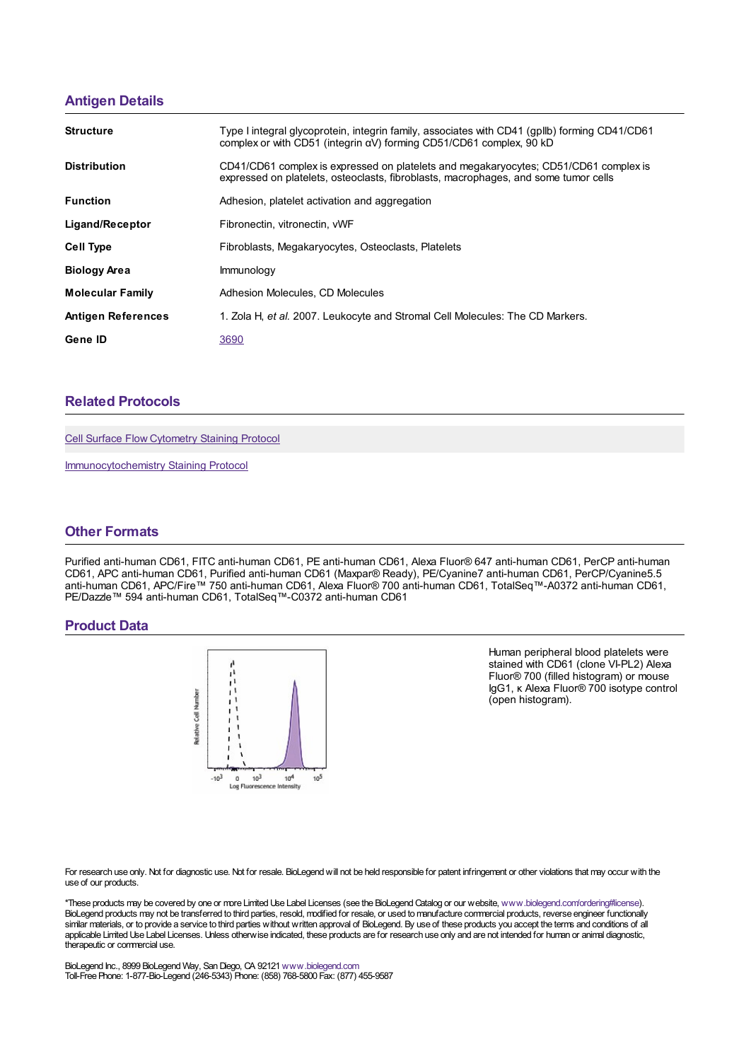## Antigen Details

| | |
|---|---|
| **Structure** | Type I integral glycoprotein, integrin family, associates with CD41 (gpIIb) forming CD41/CD61 complex or with CD51 (integrin αV) forming CD51/CD61 complex, 90 kD |
| **Distribution** | CD41/CD61 complex is expressed on platelets and megakaryocytes; CD51/CD61 complex is expressed on platelets, osteoclasts, fibroblasts, macrophages, and some tumor cells |
| **Function** | Adhesion, platelet activation and aggregation |
| **Ligand/Receptor** | Fibronectin, vitronectin, vWF |
| **Cell Type** | Fibroblasts, Megakaryocytes, Osteoclasts, Platelets |
| **Biology Area** | Immunology |
| **Molecular Family** | Adhesion Molecules, CD Molecules |
| **Antigen References** | 1. Zola H, *et al.* 2007. Leukocyte and Stromal Cell Molecules: The CD Markers. |
| **Gene ID** | 3690 |

## Related Protocols

Cell Surface Flow Cytometry Staining Protocol

Immunocytochemistry Staining Protocol

## Other Formats

Purified anti-human CD61, FITC anti-human CD61, PE anti-human CD61, Alexa Fluor® 647 anti-human CD61, PerCP anti-human CD61, APC anti-human CD61, Purified anti-human CD61 (Maxpar® Ready), PE/Cyanine7 anti-human CD61, PerCP/Cyanine5.5 anti-human CD61, APC/Fire™ 750 anti-human CD61, Alexa Fluor® 700 anti-human CD61, TotalSeq™-A0372 anti-human CD61, PE/Dazzle™ 594 anti-human CD61, TotalSeq™-C0372 anti-human CD61

## Product Data

Relative Cell Number

$-10^3$ 0 $10^3$ $10^4$ $10^5$

Log Fluorescence Intensity

Human peripheral blood platelets were stained with CD61 (clone VI-PL2) Alexa Fluor® 700 (filled histogram) or mouse IgG1, κ Alexa Fluor® 700 isotype control (open histogram).

For research use only. Not for diagnostic use. Not for resale. BioLegend will not be held responsible for patent infringement or other violations that may occur with the use of our products.

*These products may be covered by one or more Limited Use Label Licenses (see the BioLegend Catalog or our website, www.biolegend.com/ordering#license). BioLegend products may not be transferred to third parties, resold, modified for resale, or used to manufacture commercial products, reverse engineer functionally similar materials, or to provide a service to third parties without written approval of BioLegend. By use of these products you accept the terms and conditions of all applicable Limited Use Label Licenses. Unless otherwise indicated, these products are for research use only and are not intended for human or animal diagnostic, therapeutic or commercial use.

BioLegend Inc., 8999 BioLegend Way, San Diego, CA 92121 www.biolegend.com
Toll-Free Phone: 1-877-Bio-Legend (246-5343) Phone: (858) 768-5800 Fax: (877) 455-9587